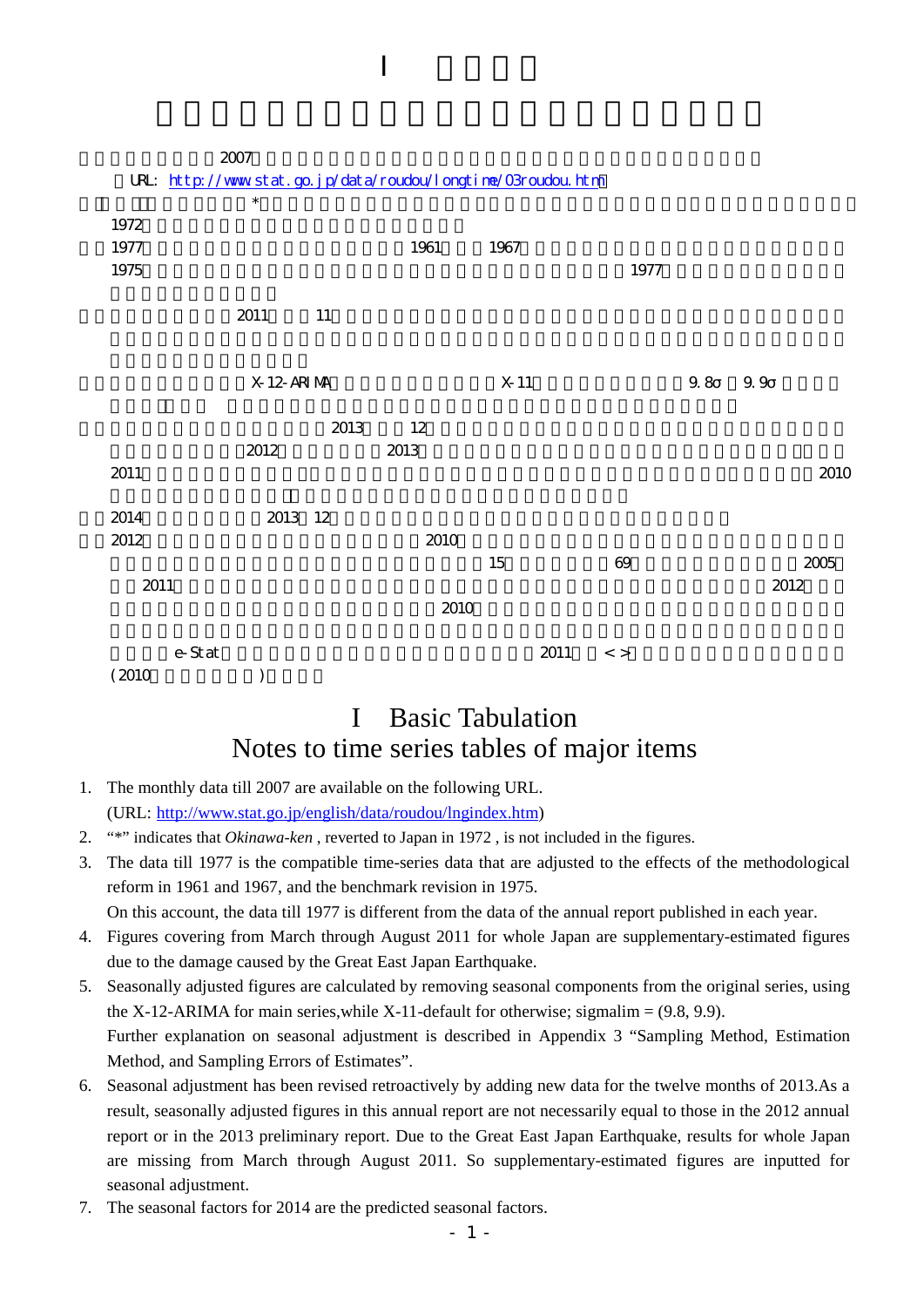# I

2007

URL: http://www.stat.go.jp/data/roudou/longtime/03roudou.htm

*

1972

1977 1961 1967

1975 1977

2011 11

X-12-ARIMA X-11 9.8σ 9.9σ

2013 12

2012 2013

2011 2010

2014 2013 12

2012 2010

15 69 2005

2011 2012

2010

e-Stat 2011 < >

(2010 )

# I Basic Tabulation

## Notes to time series tables of major items

1. The monthly data till 2007 are available on the following URL.
   (URL: http://www.stat.go.jp/english/data/roudou/lngindex.htm)
2. "*" indicates that *Okinawa-ken* , reverted to Japan in 1972 , is not included in the figures.
3. The data till 1977 is the compatible time-series data that are adjusted to the effects of the methodological reform in 1961 and 1967, and the benchmark revision in 1975.
   On this account, the data till 1977 is different from the data of the annual report published in each year.
4. Figures covering from March through August 2011 for whole Japan are supplementary-estimated figures due to the damage caused by the Great East Japan Earthquake.
5. Seasonally adjusted figures are calculated by removing seasonal components from the original series, using the X-12-ARIMA for main series,while X-11-default for otherwise; sigmalim = (9.8, 9.9).
   Further explanation on seasonal adjustment is described in Appendix 3 "Sampling Method, Estimation Method, and Sampling Errors of Estimates".
6. Seasonal adjustment has been revised retroactively by adding new data for the twelve months of 2013.As a result, seasonally adjusted figures in this annual report are not necessarily equal to those in the 2012 annual report or in the 2013 preliminary report. Due to the Great East Japan Earthquake, results for whole Japan are missing from March through August 2011. So supplementary-estimated figures are inputted for seasonal adjustment.
7. The seasonal factors for 2014 are the predicted seasonal factors.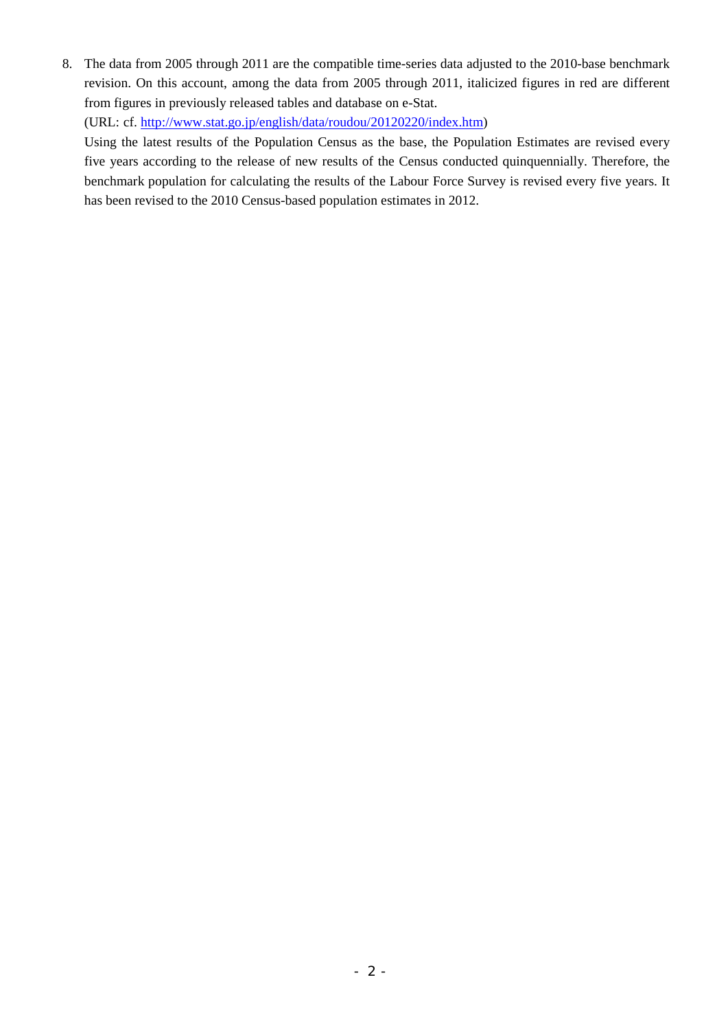8. The data from 2005 through 2011 are the compatible time-series data adjusted to the 2010-base benchmark revision. On this account, among the data from 2005 through 2011, italicized figures in red are different from figures in previously released tables and database on e-Stat.

   (URL: cf. [http://www.stat.go.jp/english/data/roudou/20120220/index.htm](http://www.stat.go.jp/english/data/roudou/20120220/index.htm))

   Using the latest results of the Population Census as the base, the Population Estimates are revised every five years according to the release of new results of the Census conducted quinquennially. Therefore, the benchmark population for calculating the results of the Labour Force Survey is revised every five years. It has been revised to the 2010 Census-based population estimates in 2012.